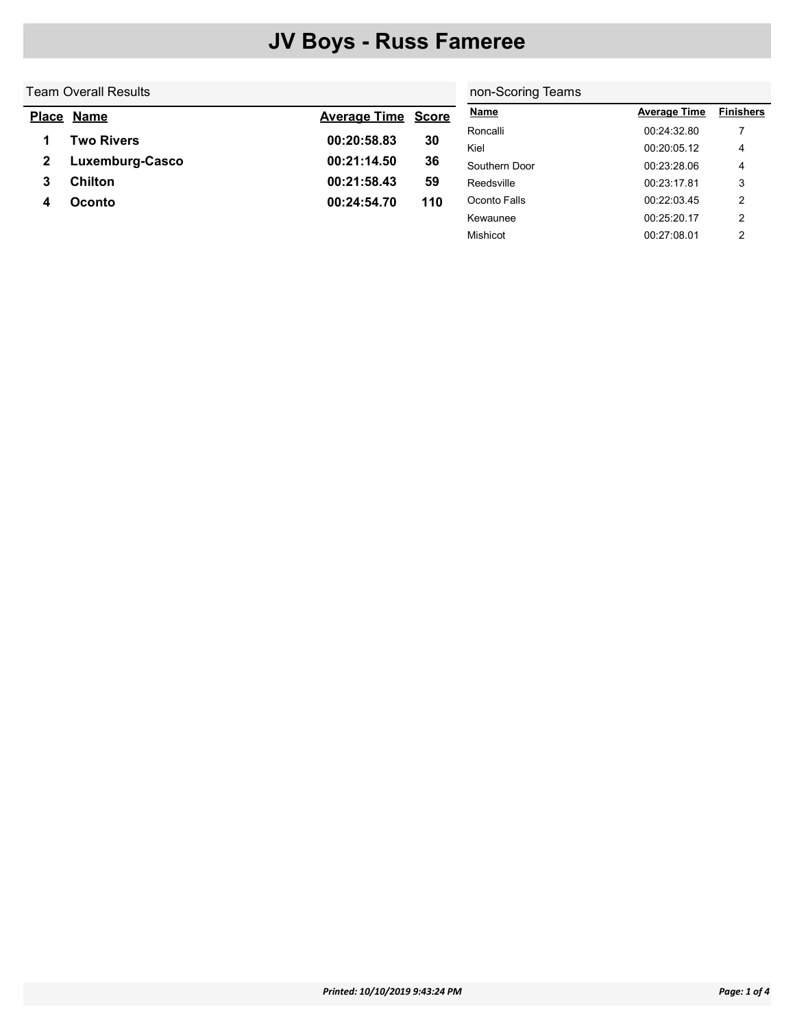# JV Boys - Russ Fameree

## Team Overall Results

| Place | Name | Average Time | Score |
|---|---|---|---|
| **1** | **Two Rivers** | **00:20:58.83** | **30** |
| **2** | **Luxemburg-Casco** | **00:21:14.50** | **36** |
| **3** | **Chilton** | **00:21:58.43** | **59** |
| **4** | **Oconto** | **00:24:54.70** | **110** |

## non-Scoring Teams

| Name | Average Time | Finishers |
|---|---|---|
| Roncalli | 00:24:32.80 | 7 |
| Kiel | 00:20:05.12 | 4 |
| Southern Door | 00:23:28.06 | 4 |
| Reedsville | 00:23:17.81 | 3 |
| Oconto Falls | 00:22:03.45 | 2 |
| Kewaunee | 00:25:20.17 | 2 |
| Mishicot | 00:27:08.01 | 2 |

*Printed: 10/10/2019 9:43:24 PM*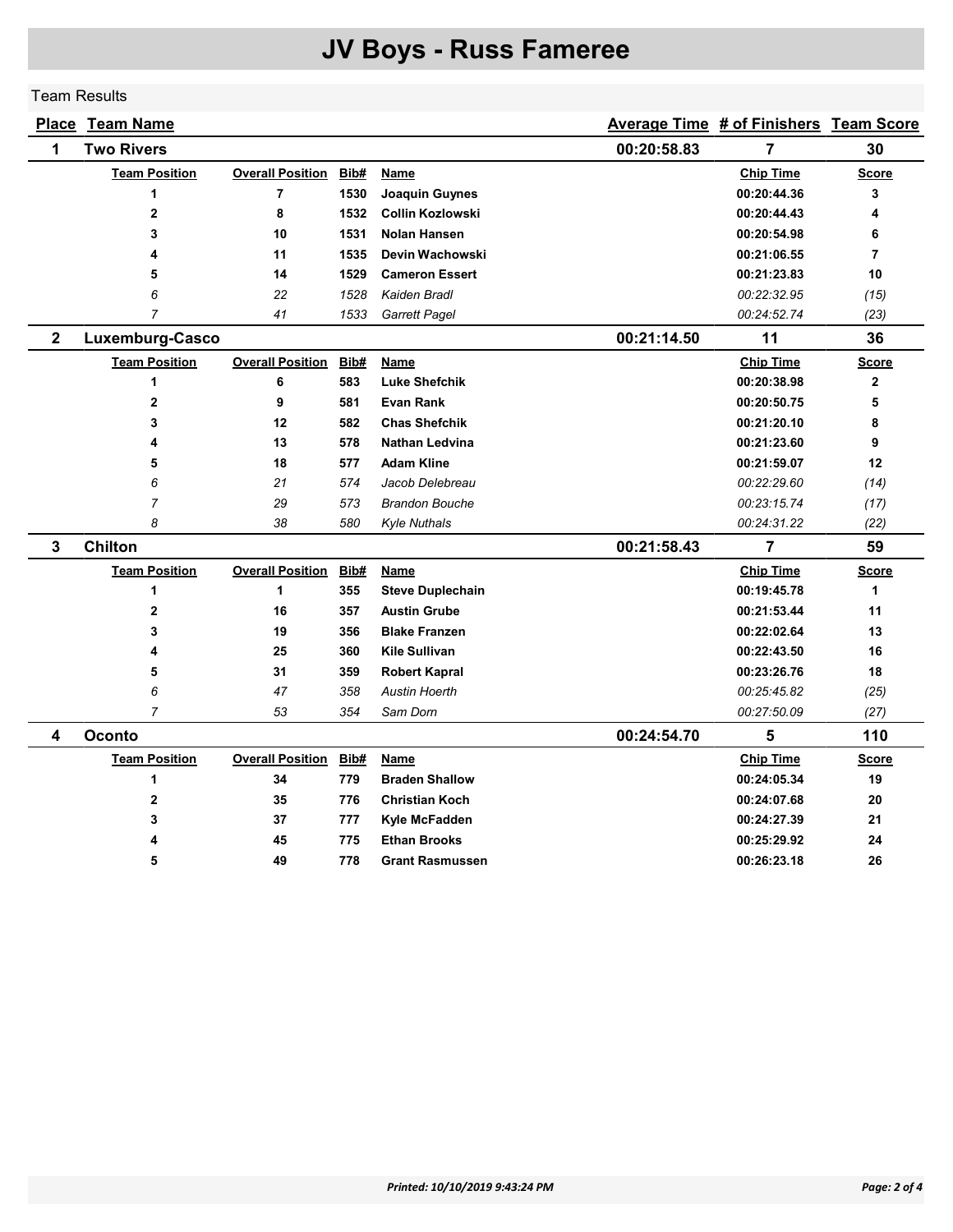# JV Boys - Russ Fameree

## Team Results

| Place | Team Name | Average Time | # of Finishers | Team Score |
|---|---|---|---|---|
| 1 | Two Rivers | 00:20:58.83 | 7 | 30 |

| Team Position | Overall Position | Bib# | Name | Chip Time | Score |
|---|---|---|---|---|---|
| 1 | 7 | 1530 | Joaquin Guynes | 00:20:44.36 | 3 |
| 2 | 8 | 1532 | Collin Kozlowski | 00:20:44.43 | 4 |
| 3 | 10 | 1531 | Nolan Hansen | 00:20:54.98 | 6 |
| 4 | 11 | 1535 | Devin Wachowski | 00:21:06.55 | 7 |
| 5 | 14 | 1529 | Cameron Essert | 00:21:23.83 | 10 |
| *6* | *22* | *1528* | *Kaiden Bradl* | *00:22:32.95* | *(15)* |
| *7* | *41* | *1533* | *Garrett Pagel* | *00:24:52.74* | *(23)* |

| Place | Team Name | Average Time | # of Finishers | Team Score |
|---|---|---|---|---|
| 2 | Luxemburg-Casco | 00:21:14.50 | 11 | 36 |

| Team Position | Overall Position | Bib# | Name | Chip Time | Score |
|---|---|---|---|---|---|
| 1 | 6 | 583 | Luke Shefchik | 00:20:38.98 | 2 |
| 2 | 9 | 581 | Evan Rank | 00:20:50.75 | 5 |
| 3 | 12 | 582 | Chas Shefchik | 00:21:20.10 | 8 |
| 4 | 13 | 578 | Nathan Ledvina | 00:21:23.60 | 9 |
| 5 | 18 | 577 | Adam Kline | 00:21:59.07 | 12 |
| *6* | *21* | *574* | *Jacob Delebreau* | *00:22:29.60* | *(14)* |
| *7* | *29* | *573* | *Brandon Bouche* | *00:23:15.74* | *(17)* |
| *8* | *38* | *580* | *Kyle Nuthals* | *00:24:31.22* | *(22)* |

| Place | Team Name | Average Time | # of Finishers | Team Score |
|---|---|---|---|---|
| 3 | Chilton | 00:21:58.43 | 7 | 59 |

| Team Position | Overall Position | Bib# | Name | Chip Time | Score |
|---|---|---|---|---|---|
| 1 | 1 | 355 | Steve Duplechain | 00:19:45.78 | 1 |
| 2 | 16 | 357 | Austin Grube | 00:21:53.44 | 11 |
| 3 | 19 | 356 | Blake Franzen | 00:22:02.64 | 13 |
| 4 | 25 | 360 | Kile Sullivan | 00:22:43.50 | 16 |
| 5 | 31 | 359 | Robert Kapral | 00:23:26.76 | 18 |
| *6* | *47* | *358* | *Austin Hoerth* | *00:25:45.82* | *(25)* |
| *7* | *53* | *354* | *Sam Dorn* | *00:27:50.09* | *(27)* |

| Place | Team Name | Average Time | # of Finishers | Team Score |
|---|---|---|---|---|
| 4 | Oconto | 00:24:54.70 | 5 | 110 |

| Team Position | Overall Position | Bib# | Name | Chip Time | Score |
|---|---|---|---|---|---|
| 1 | 34 | 779 | Braden Shallow | 00:24:05.34 | 19 |
| 2 | 35 | 776 | Christian Koch | 00:24:07.68 | 20 |
| 3 | 37 | 777 | Kyle McFadden | 00:24:27.39 | 21 |
| 4 | 45 | 775 | Ethan Brooks | 00:25:29.92 | 24 |
| 5 | 49 | 778 | Grant Rasmussen | 00:26:23.18 | 26 |

*Printed: 10/10/2019 9:43:24 PM*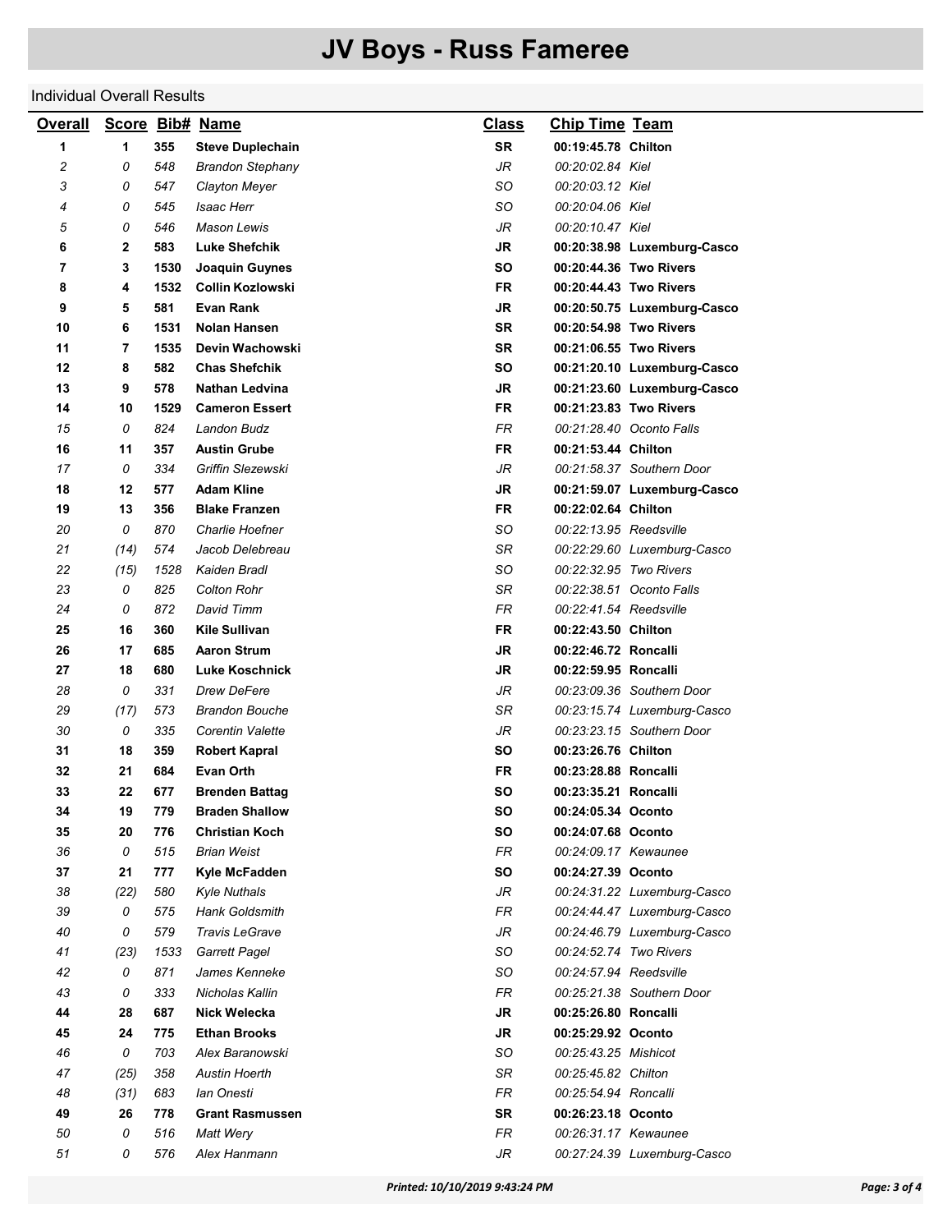# JV Boys - Russ Fameree

Individual Overall Results

| Overall | Score | Bib# | Name | Class | Chip Time | Team |
|---|---|---|---|---|---|---|
| **1** | **1** | **355** | **Steve Duplechain** | **SR** | **00:19:45.78** | **Chilton** |
| *2* | *0* | *548* | *Brandon Stephany* | *JR* | *00:20:02.84* | *Kiel* |
| *3* | *0* | *547* | *Clayton Meyer* | *SO* | *00:20:03.12* | *Kiel* |
| *4* | *0* | *545* | *Isaac Herr* | *SO* | *00:20:04.06* | *Kiel* |
| *5* | *0* | *546* | *Mason Lewis* | *JR* | *00:20:10.47* | *Kiel* |
| **6** | **2** | **583** | **Luke Shefchik** | **JR** | **00:20:38.98** | **Luxemburg-Casco** |
| **7** | **3** | **1530** | **Joaquin Guynes** | **SO** | **00:20:44.36** | **Two Rivers** |
| **8** | **4** | **1532** | **Collin Kozlowski** | **FR** | **00:20:44.43** | **Two Rivers** |
| **9** | **5** | **581** | **Evan Rank** | **JR** | **00:20:50.75** | **Luxemburg-Casco** |
| **10** | **6** | **1531** | **Nolan Hansen** | **SR** | **00:20:54.98** | **Two Rivers** |
| **11** | **7** | **1535** | **Devin Wachowski** | **SR** | **00:21:06.55** | **Two Rivers** |
| **12** | **8** | **582** | **Chas Shefchik** | **SO** | **00:21:20.10** | **Luxemburg-Casco** |
| **13** | **9** | **578** | **Nathan Ledvina** | **JR** | **00:21:23.60** | **Luxemburg-Casco** |
| **14** | **10** | **1529** | **Cameron Essert** | **FR** | **00:21:23.83** | **Two Rivers** |
| *15* | *0* | *824* | *Landon Budz* | *FR* | *00:21:28.40* | *Oconto Falls* |
| **16** | **11** | **357** | **Austin Grube** | **FR** | **00:21:53.44** | **Chilton** |
| *17* | *0* | *334* | *Griffin Slezewski* | *JR* | *00:21:58.37* | *Southern Door* |
| **18** | **12** | **577** | **Adam Kline** | **JR** | **00:21:59.07** | **Luxemburg-Casco** |
| **19** | **13** | **356** | **Blake Franzen** | **FR** | **00:22:02.64** | **Chilton** |
| *20* | *0* | *870* | *Charlie Hoefner* | *SO* | *00:22:13.95* | *Reedsville* |
| *21* | *(14)* | *574* | *Jacob Delebreau* | *SR* | *00:22:29.60* | *Luxemburg-Casco* |
| *22* | *(15)* | *1528* | *Kaiden Bradl* | *SO* | *00:22:32.95* | *Two Rivers* |
| *23* | *0* | *825* | *Colton Rohr* | *SR* | *00:22:38.51* | *Oconto Falls* |
| *24* | *0* | *872* | *David Timm* | *FR* | *00:22:41.54* | *Reedsville* |
| **25** | **16** | **360** | **Kile Sullivan** | **FR** | **00:22:43.50** | **Chilton** |
| **26** | **17** | **685** | **Aaron Strum** | **JR** | **00:22:46.72** | **Roncalli** |
| **27** | **18** | **680** | **Luke Koschnick** | **JR** | **00:22:59.95** | **Roncalli** |
| *28* | *0* | *331* | *Drew DeFere* | *JR* | *00:23:09.36* | *Southern Door* |
| *29* | *(17)* | *573* | *Brandon Bouche* | *SR* | *00:23:15.74* | *Luxemburg-Casco* |
| *30* | *0* | *335* | *Corentin Valette* | *JR* | *00:23:23.15* | *Southern Door* |
| **31** | **18** | **359** | **Robert Kapral** | **SO** | **00:23:26.76** | **Chilton** |
| **32** | **21** | **684** | **Evan Orth** | **FR** | **00:23:28.88** | **Roncalli** |
| **33** | **22** | **677** | **Brenden Battag** | **SO** | **00:23:35.21** | **Roncalli** |
| **34** | **19** | **779** | **Braden Shallow** | **SO** | **00:24:05.34** | **Oconto** |
| **35** | **20** | **776** | **Christian Koch** | **SO** | **00:24:07.68** | **Oconto** |
| *36* | *0* | *515* | *Brian Weist* | *FR* | *00:24:09.17* | *Kewaunee* |
| **37** | **21** | **777** | **Kyle McFadden** | **SO** | **00:24:27.39** | **Oconto** |
| *38* | *(22)* | *580* | *Kyle Nuthals* | *JR* | *00:24:31.22* | *Luxemburg-Casco* |
| *39* | *0* | *575* | *Hank Goldsmith* | *FR* | *00:24:44.47* | *Luxemburg-Casco* |
| *40* | *0* | *579* | *Travis LeGrave* | *JR* | *00:24:46.79* | *Luxemburg-Casco* |
| *41* | *(23)* | *1533* | *Garrett Pagel* | *SO* | *00:24:52.74* | *Two Rivers* |
| *42* | *0* | *871* | *James Kenneke* | *SO* | *00:24:57.94* | *Reedsville* |
| *43* | *0* | *333* | *Nicholas Kallin* | *FR* | *00:25:21.38* | *Southern Door* |
| **44** | **28** | **687** | **Nick Welecka** | **JR** | **00:25:26.80** | **Roncalli** |
| **45** | **24** | **775** | **Ethan Brooks** | **JR** | **00:25:29.92** | **Oconto** |
| *46* | *0* | *703* | *Alex Baranowski* | *SO* | *00:25:43.25* | *Mishicot* |
| *47* | *(25)* | *358* | *Austin Hoerth* | *SR* | *00:25:45.82* | *Chilton* |
| *48* | *(31)* | *683* | *Ian Onesti* | *FR* | *00:25:54.94* | *Roncalli* |
| **49** | **26** | **778** | **Grant Rasmussen** | **SR** | **00:26:23.18** | **Oconto** |
| *50* | *0* | *516* | *Matt Wery* | *FR* | *00:26:31.17* | *Kewaunee* |
| *51* | *0* | *576* | *Alex Hanmann* | *JR* | *00:27:24.39* | *Luxemburg-Casco* |

*Printed: 10/10/2019 9:43:24 PM*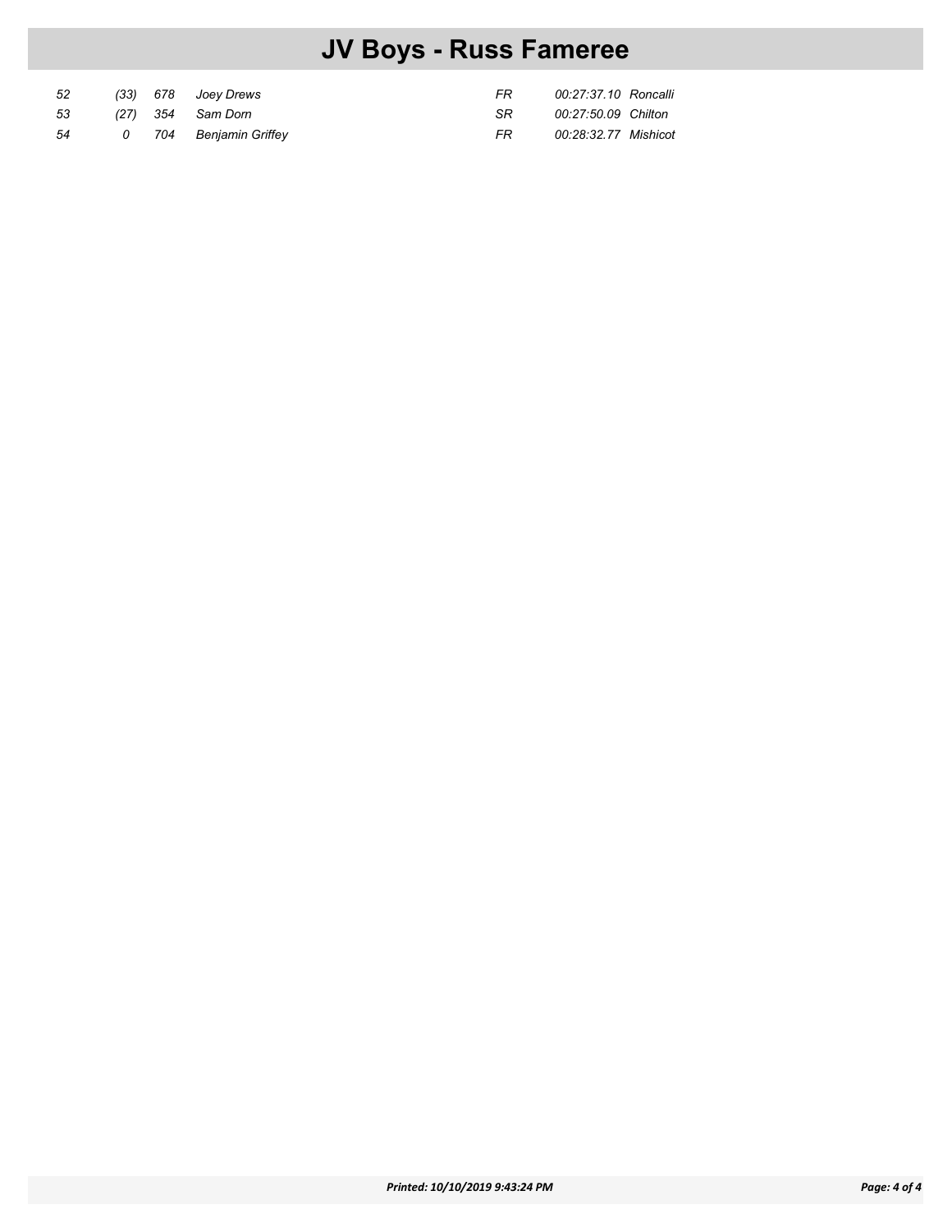# JV Boys - Russ Fameree

| | | | | | | |
|---|---|---|---|---|---|---|
| *52* | *(33)* | *678* | *Joey Drews* | *FR* | *00:27:37.10* | *Roncalli* |
| *53* | *(27)* | *354* | *Sam Dorn* | *SR* | *00:27:50.09* | *Chilton* |
| *54* | *0* | *704* | *Benjamin Griffey* | *FR* | *00:28:32.77* | *Mishicot* |

***Printed: 10/10/2019 9:43:24 PM***